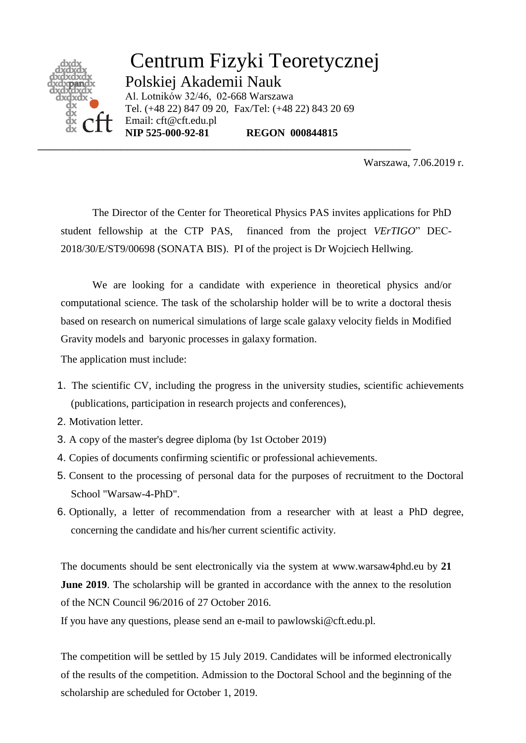# Centrum Fizyki Teoretycznej

## Polskiej Akademii Nauk

Al. Lotników 32/46, 02-668 Warszawa
Tel. (+48 22) 847 09 20, Fax/Tel: (+48 22) 843 20 69
Email: cft@cft.edu.pl
**NIP 525-000-92-81 REGON 000844815**

---

Warszawa, 7.06.2019 r.

The Director of the Center for Theoretical Physics PAS invites applications for PhD student fellowship at the CTP PAS, financed from the project *VErTIGO*" DEC-2018/30/E/ST9/00698 (SONATA BIS). PI of the project is Dr Wojciech Hellwing.

We are looking for a candidate with experience in theoretical physics and/or computational science. The task of the scholarship holder will be to write a doctoral thesis based on research on numerical simulations of large scale galaxy velocity fields in Modified Gravity models and baryonic processes in galaxy formation.

The application must include:

1. The scientific CV, including the progress in the university studies, scientific achievements (publications, participation in research projects and conferences),
2. Motivation letter.
3. A copy of the master's degree diploma (by 1st October 2019)
4. Copies of documents confirming scientific or professional achievements.
5. Consent to the processing of personal data for the purposes of recruitment to the Doctoral School "Warsaw-4-PhD".
6. Optionally, a letter of recommendation from a researcher with at least a PhD degree, concerning the candidate and his/her current scientific activity.

The documents should be sent electronically via the system at www.warsaw4phd.eu by **21 June 2019**. The scholarship will be granted in accordance with the annex to the resolution of the NCN Council 96/2016 of 27 October 2016.
If you have any questions, please send an e-mail to pawlowski@cft.edu.pl.

The competition will be settled by 15 July 2019. Candidates will be informed electronically of the results of the competition. Admission to the Doctoral School and the beginning of the scholarship are scheduled for October 1, 2019.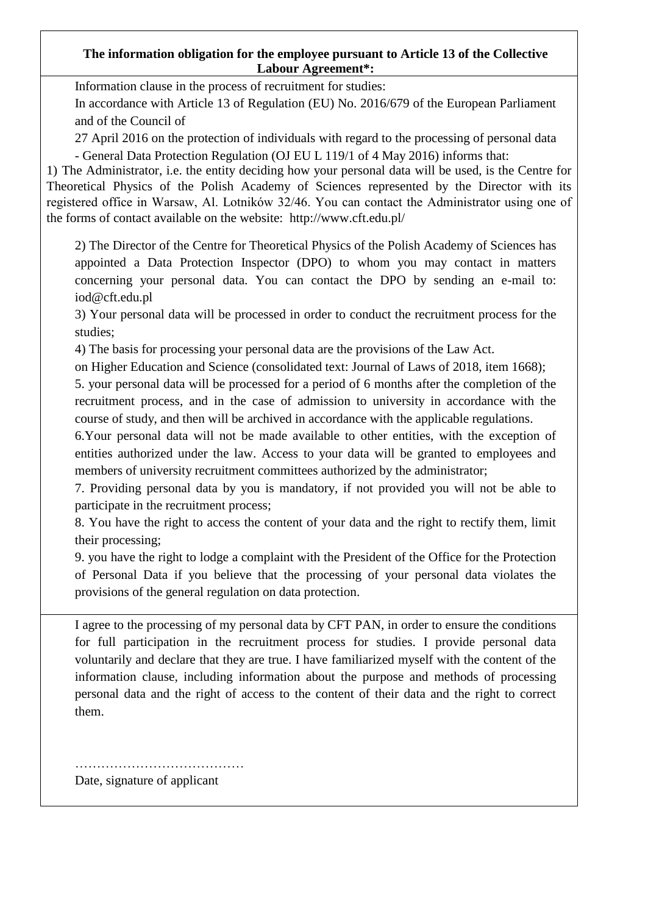**The information obligation for the employee pursuant to Article 13 of the Collective Labour Agreement*:**

Information clause in the process of recruitment for studies:

In accordance with Article 13 of Regulation (EU) No. 2016/679 of the European Parliament and of the Council of

27 April 2016 on the protection of individuals with regard to the processing of personal data - General Data Protection Regulation (OJ EU L 119/1 of 4 May 2016) informs that:

1) The Administrator, i.e. the entity deciding how your personal data will be used, is the Centre for Theoretical Physics of the Polish Academy of Sciences represented by the Director with its registered office in Warsaw, Al. Lotników 32/46. You can contact the Administrator using one of the forms of contact available on the website: http://www.cft.edu.pl/

2) The Director of the Centre for Theoretical Physics of the Polish Academy of Sciences has appointed a Data Protection Inspector (DPO) to whom you may contact in matters concerning your personal data. You can contact the DPO by sending an e-mail to: iod@cft.edu.pl

3) Your personal data will be processed in order to conduct the recruitment process for the studies;

4) The basis for processing your personal data are the provisions of the Law Act.

on Higher Education and Science (consolidated text: Journal of Laws of 2018, item 1668);

5. your personal data will be processed for a period of 6 months after the completion of the recruitment process, and in the case of admission to university in accordance with the course of study, and then will be archived in accordance with the applicable regulations.

6.Your personal data will not be made available to other entities, with the exception of entities authorized under the law. Access to your data will be granted to employees and members of university recruitment committees authorized by the administrator;

7. Providing personal data by you is mandatory, if not provided you will not be able to participate in the recruitment process;

8. You have the right to access the content of your data and the right to rectify them, limit their processing;

9. you have the right to lodge a complaint with the President of the Office for the Protection of Personal Data if you believe that the processing of your personal data violates the provisions of the general regulation on data protection.

I agree to the processing of my personal data by CFT PAN, in order to ensure the conditions for full participation in the recruitment process for studies. I provide personal data voluntarily and declare that they are true. I have familiarized myself with the content of the information clause, including information about the purpose and methods of processing personal data and the right of access to the content of their data and the right to correct them.

…………………………………

Date, signature of applicant